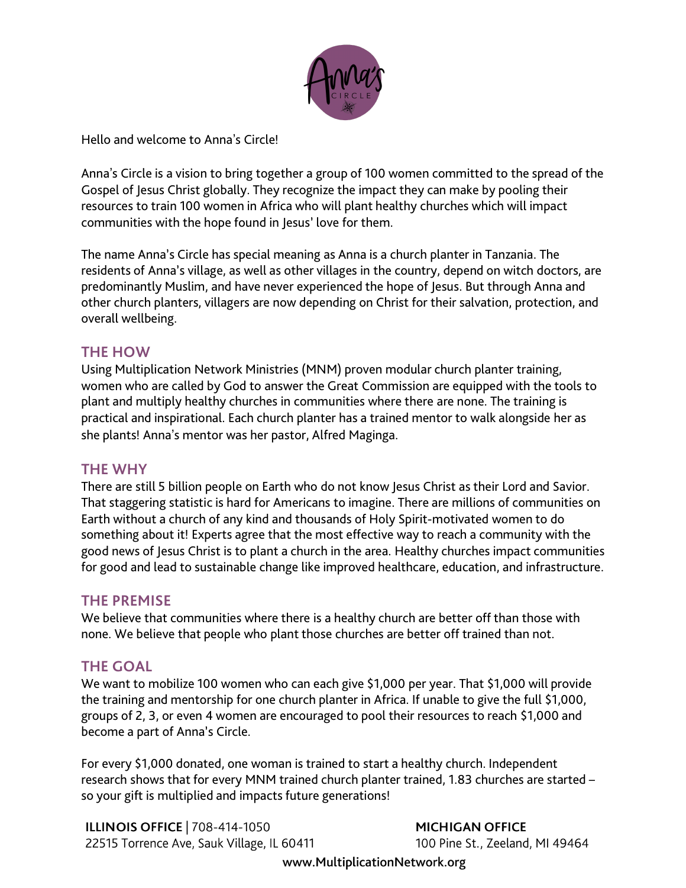Hello and welcome to Anna's Circle!

Anna's Circle is a vision to bring together a group of 100 women committed to the spread of the Gospel of Jesus Christ globally. They recognize the impact they can make by pooling their resources to train 100 women in Africa who will plant healthy churches which will impact communities with the hope found in Jesus' love for them.

The name Anna's Circle has special meaning as Anna is a church planter in Tanzania. The residents of Anna's village, as well as other villages in the country, depend on witch doctors, are predominantly Muslim, and have never experienced the hope of Jesus. But through Anna and other church planters, villagers are now depending on Christ for their salvation, protection, and overall wellbeing.

## THE HOW

Using Multiplication Network Ministries (MNM) proven modular church planter training, women who are called by God to answer the Great Commission are equipped with the tools to plant and multiply healthy churches in communities where there are none. The training is practical and inspirational. Each church planter has a trained mentor to walk alongside her as she plants! Anna's mentor was her pastor, Alfred Maginga.

## THE WHY

There are still 5 billion people on Earth who do not know Jesus Christ as their Lord and Savior. That staggering statistic is hard for Americans to imagine. There are millions of communities on Earth without a church of any kind and thousands of Holy Spirit-motivated women to do something about it! Experts agree that the most effective way to reach a community with the good news of Jesus Christ is to plant a church in the area. Healthy churches impact communities for good and lead to sustainable change like improved healthcare, education, and infrastructure.

## THE PREMISE

We believe that communities where there is a healthy church are better off than those with none. We believe that people who plant those churches are better off trained than not.

## THE GOAL

We want to mobilize 100 women who can each give $1,000 per year. That $1,000 will provide the training and mentorship for one church planter in Africa. If unable to give the full $1,000, groups of 2, 3, or even 4 women are encouraged to pool their resources to reach $1,000 and become a part of Anna's Circle.

For every $1,000 donated, one woman is trained to start a healthy church. Independent research shows that for every MNM trained church planter trained, 1.83 churches are started – so your gift is multiplied and impacts future generations!

**ILLINOIS OFFICE** | 708-414-1050
22515 Torrence Ave, Sauk Village, IL 60411

**MICHIGAN OFFICE**
100 Pine St., Zeeland, MI 49464

www.MultiplicationNetwork.org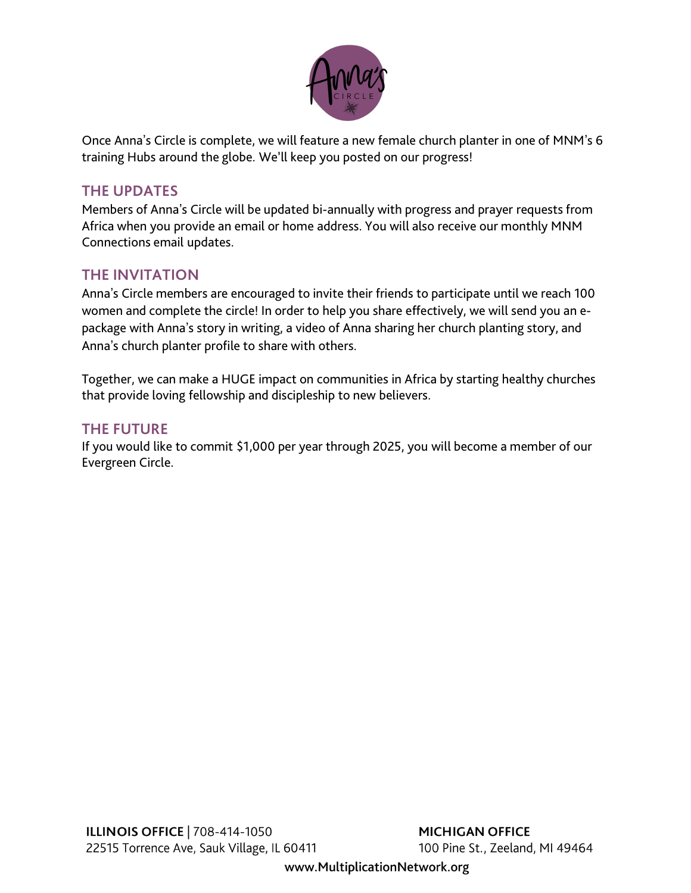Once Anna's Circle is complete, we will feature a new female church planter in one of MNM's 6 training Hubs around the globe. We'll keep you posted on our progress!

## THE UPDATES

Members of Anna's Circle will be updated bi-annually with progress and prayer requests from Africa when you provide an email or home address. You will also receive our monthly MNM Connections email updates.

## THE INVITATION

Anna's Circle members are encouraged to invite their friends to participate until we reach 100 women and complete the circle! In order to help you share effectively, we will send you an e-package with Anna's story in writing, a video of Anna sharing her church planting story, and Anna's church planter profile to share with others.

Together, we can make a HUGE impact on communities in Africa by starting healthy churches that provide loving fellowship and discipleship to new believers.

## THE FUTURE

If you would like to commit $1,000 per year through 2025, you will become a member of our Evergreen Circle.

**ILLINOIS OFFICE** | 708-414-1050
22515 Torrence Ave, Sauk Village, IL 60411

**MICHIGAN OFFICE**
100 Pine St., Zeeland, MI 49464

www.MultiplicationNetwork.org